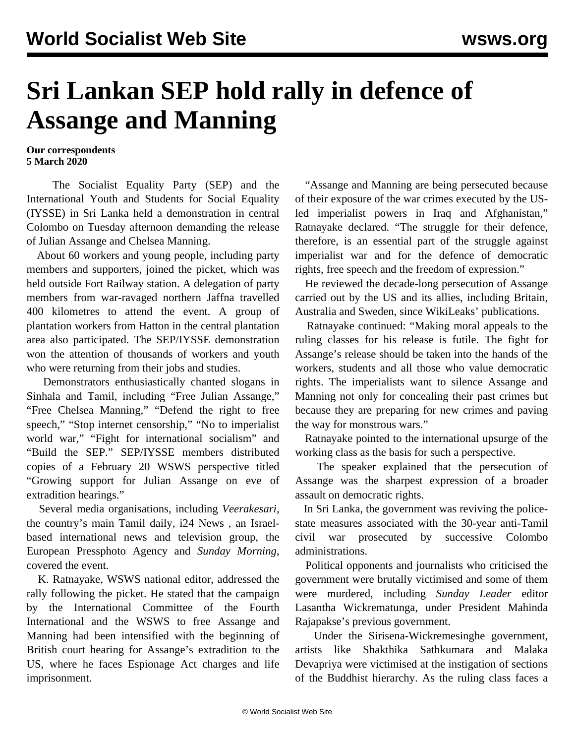# Sri Lankan SEP hold rally in defence of Assange and Manning

**Our correspondents**
**5 March 2020**

The Socialist Equality Party (SEP) and the International Youth and Students for Social Equality (IYSSE) in Sri Lanka held a demonstration in central Colombo on Tuesday afternoon demanding the release of Julian Assange and Chelsea Manning.

About 60 workers and young people, including party members and supporters, joined the picket, which was held outside Fort Railway station. A delegation of party members from war-ravaged northern Jaffna travelled 400 kilometres to attend the event. A group of plantation workers from Hatton in the central plantation area also participated. The SEP/IYSSE demonstration won the attention of thousands of workers and youth who were returning from their jobs and studies.

Demonstrators enthusiastically chanted slogans in Sinhala and Tamil, including "Free Julian Assange," "Free Chelsea Manning," "Defend the right to free speech," "Stop internet censorship," "No to imperialist world war," "Fight for international socialism" and "Build the SEP." SEP/IYSSE members distributed copies of a February 20 WSWS perspective titled "Growing support for Julian Assange on eve of extradition hearings."

Several media organisations, including *Veerakesari*, the country's main Tamil daily, i24 News , an Israel-based international news and television group, the European Pressphoto Agency and *Sunday Morning*, covered the event.

K. Ratnayake, WSWS national editor, addressed the rally following the picket. He stated that the campaign by the International Committee of the Fourth International and the WSWS to free Assange and Manning had been intensified with the beginning of British court hearing for Assange's extradition to the US, where he faces Espionage Act charges and life imprisonment.

"Assange and Manning are being persecuted because of their exposure of the war crimes executed by the US-led imperialist powers in Iraq and Afghanistan," Ratnayake declared. "The struggle for their defence, therefore, is an essential part of the struggle against imperialist war and for the defence of democratic rights, free speech and the freedom of expression."

He reviewed the decade-long persecution of Assange carried out by the US and its allies, including Britain, Australia and Sweden, since WikiLeaks' publications.

Ratnayake continued: "Making moral appeals to the ruling classes for his release is futile. The fight for Assange's release should be taken into the hands of the workers, students and all those who value democratic rights. The imperialists want to silence Assange and Manning not only for concealing their past crimes but because they are preparing for new crimes and paving the way for monstrous wars."

Ratnayake pointed to the international upsurge of the working class as the basis for such a perspective.

The speaker explained that the persecution of Assange was the sharpest expression of a broader assault on democratic rights.

In Sri Lanka, the government was reviving the police-state measures associated with the 30-year anti-Tamil civil war prosecuted by successive Colombo administrations.

Political opponents and journalists who criticised the government were brutally victimised and some of them were murdered, including *Sunday Leader* editor Lasantha Wickrematunga, under President Mahinda Rajapakse's previous government.

Under the Sirisena-Wickremesinghe government, artists like Shakthika Sathkumara and Malaka Devapriya were victimised at the instigation of sections of the Buddhist hierarchy. As the ruling class faces a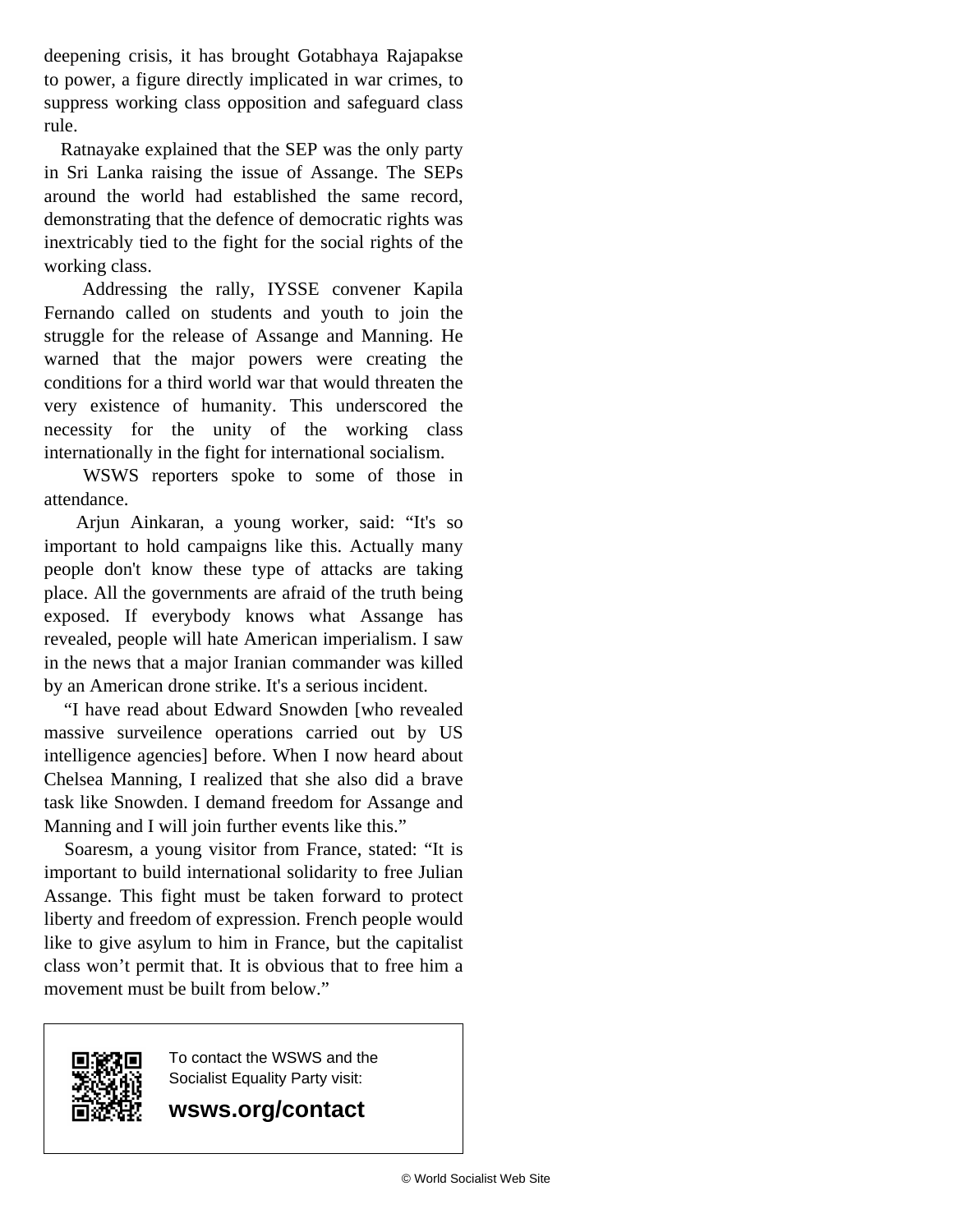deepening crisis, it has brought Gotabhaya Rajapakse to power, a figure directly implicated in war crimes, to suppress working class opposition and safeguard class rule.

Ratnayake explained that the SEP was the only party in Sri Lanka raising the issue of Assange. The SEPs around the world had established the same record, demonstrating that the defence of democratic rights was inextricably tied to the fight for the social rights of the working class.

Addressing the rally, IYSSE convener Kapila Fernando called on students and youth to join the struggle for the release of Assange and Manning. He warned that the major powers were creating the conditions for a third world war that would threaten the very existence of humanity. This underscored the necessity for the unity of the working class internationally in the fight for international socialism.

WSWS reporters spoke to some of those in attendance.

Arjun Ainkaran, a young worker, said: “It's so important to hold campaigns like this. Actually many people don't know these type of attacks are taking place. All the governments are afraid of the truth being exposed. If everybody knows what Assange has revealed, people will hate American imperialism. I saw in the news that a major Iranian commander was killed by an American drone strike. It's a serious incident.

“I have read about Edward Snowden [who revealed massive surveilence operations carried out by US intelligence agencies] before. When I now heard about Chelsea Manning, I realized that she also did a brave task like Snowden. I demand freedom for Assange and Manning and I will join further events like this.”

Soaresm, a young visitor from France, stated: “It is important to build international solidarity to free Julian Assange. This fight must be taken forward to protect liberty and freedom of expression. French people would like to give asylum to him in France, but the capitalist class won’t permit that. It is obvious that to free him a movement must be built from below.”

To contact the WSWS and the Socialist Equality Party visit:

**wsws.org/contact**